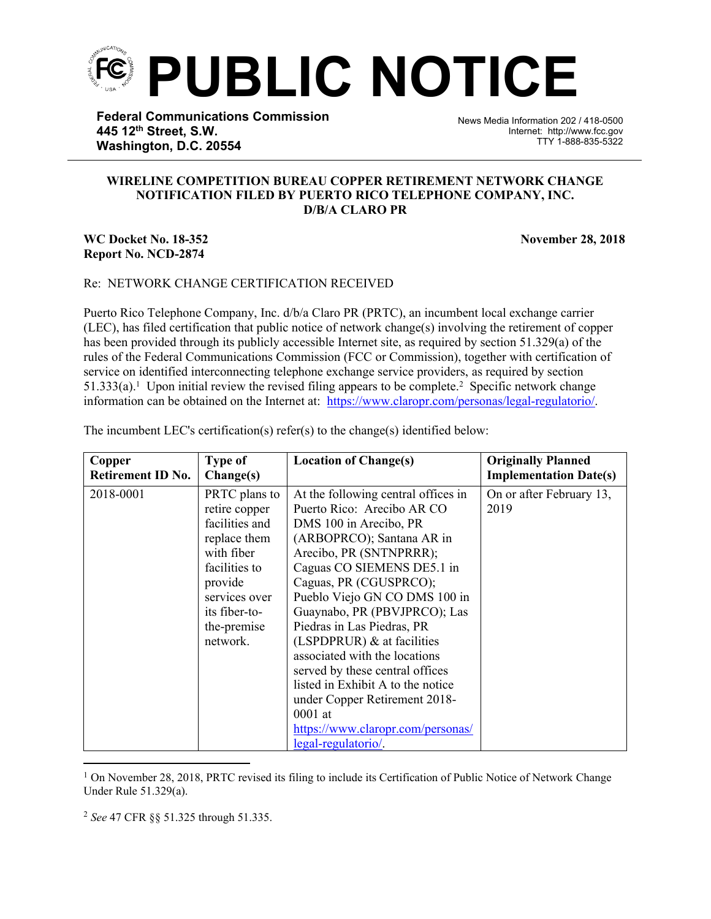# PUBLIC NOTICE

**Federal Communications Commission**
**445 12th Street, S.W.**
**Washington, D.C. 20554**

News Media Information 202 / 418-0500
Internet: http://www.fcc.gov
TTY 1-888-835-5322

**WIRELINE COMPETITION BUREAU COPPER RETIREMENT NETWORK CHANGE NOTIFICATION FILED BY PUERTO RICO TELEPHONE COMPANY, INC. D/B/A CLARO PR**

**WC Docket No. 18-352**
**Report No. NCD-2874**

**November 28, 2018**

Re: NETWORK CHANGE CERTIFICATION RECEIVED

Puerto Rico Telephone Company, Inc. d/b/a Claro PR (PRTC), an incumbent local exchange carrier (LEC), has filed certification that public notice of network change(s) involving the retirement of copper has been provided through its publicly accessible Internet site, as required by section 51.329(a) of the rules of the Federal Communications Commission (FCC or Commission), together with certification of service on identified interconnecting telephone exchange service providers, as required by section 51.333(a).[1] Upon initial review the revised filing appears to be complete.[2] Specific network change information can be obtained on the Internet at: https://www.claropr.com/personas/legal-regulatorio/.

The incumbent LEC's certification(s) refer(s) to the change(s) identified below:

| Copper Retirement ID No. | Type of Change(s) | Location of Change(s) | Originally Planned Implementation Date(s) |
|---|---|---|---|
| 2018-0001 | PRTC plans to retire copper facilities and replace them with fiber facilities to provide services over its fiber-to-the-premise network. | At the following central offices in Puerto Rico: Arecibo AR CO DMS 100 in Arecibo, PR (ARBOPRCO); Santana AR in Arecibo, PR (SNTNPRRR); Caguas CO SIEMENS DE5.1 in Caguas, PR (CGUSPRCO); Pueblo Viejo GN CO DMS 100 in Guaynabo, PR (PBVJPRCO); Las Piedras in Las Piedras, PR (LSPDPRUR) & at facilities associated with the locations served by these central offices listed in Exhibit A to the notice under Copper Retirement 2018-0001 at https://www.claropr.com/personas/legal-regulatorio/. | On or after February 13, 2019 |

[1] On November 28, 2018, PRTC revised its filing to include its Certification of Public Notice of Network Change Under Rule 51.329(a).

[2] *See* 47 CFR §§ 51.325 through 51.335.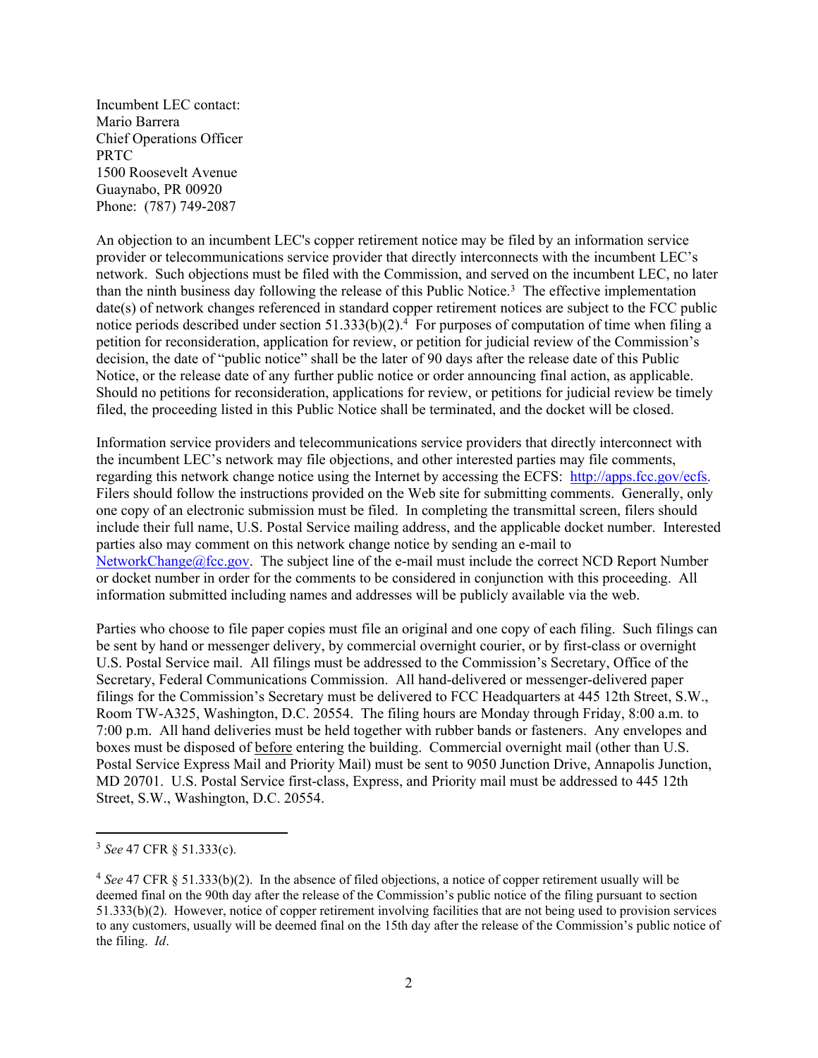Incumbent LEC contact:
Mario Barrera
Chief Operations Officer
PRTC
1500 Roosevelt Avenue
Guaynabo, PR 00920
Phone: (787) 749-2087

An objection to an incumbent LEC's copper retirement notice may be filed by an information service provider or telecommunications service provider that directly interconnects with the incumbent LEC's network. Such objections must be filed with the Commission, and served on the incumbent LEC, no later than the ninth business day following the release of this Public Notice.[3] The effective implementation date(s) of network changes referenced in standard copper retirement notices are subject to the FCC public notice periods described under section 51.333(b)(2).[4] For purposes of computation of time when filing a petition for reconsideration, application for review, or petition for judicial review of the Commission's decision, the date of "public notice" shall be the later of 90 days after the release date of this Public Notice, or the release date of any further public notice or order announcing final action, as applicable. Should no petitions for reconsideration, applications for review, or petitions for judicial review be timely filed, the proceeding listed in this Public Notice shall be terminated, and the docket will be closed.

Information service providers and telecommunications service providers that directly interconnect with the incumbent LEC's network may file objections, and other interested parties may file comments, regarding this network change notice using the Internet by accessing the ECFS: http://apps.fcc.gov/ecfs. Filers should follow the instructions provided on the Web site for submitting comments. Generally, only one copy of an electronic submission must be filed. In completing the transmittal screen, filers should include their full name, U.S. Postal Service mailing address, and the applicable docket number. Interested parties also may comment on this network change notice by sending an e-mail to NetworkChange@fcc.gov. The subject line of the e-mail must include the correct NCD Report Number or docket number in order for the comments to be considered in conjunction with this proceeding. All information submitted including names and addresses will be publicly available via the web.

Parties who choose to file paper copies must file an original and one copy of each filing. Such filings can be sent by hand or messenger delivery, by commercial overnight courier, or by first-class or overnight U.S. Postal Service mail. All filings must be addressed to the Commission's Secretary, Office of the Secretary, Federal Communications Commission. All hand-delivered or messenger-delivered paper filings for the Commission's Secretary must be delivered to FCC Headquarters at 445 12th Street, S.W., Room TW-A325, Washington, D.C. 20554. The filing hours are Monday through Friday, 8:00 a.m. to 7:00 p.m. All hand deliveries must be held together with rubber bands or fasteners. Any envelopes and boxes must be disposed of <u>before</u> entering the building. Commercial overnight mail (other than U.S. Postal Service Express Mail and Priority Mail) must be sent to 9050 Junction Drive, Annapolis Junction, MD 20701. U.S. Postal Service first-class, Express, and Priority mail must be addressed to 445 12th Street, S.W., Washington, D.C. 20554.

---

[3] *See* 47 CFR § 51.333(c).

[4] *See* 47 CFR § 51.333(b)(2). In the absence of filed objections, a notice of copper retirement usually will be deemed final on the 90th day after the release of the Commission's public notice of the filing pursuant to section 51.333(b)(2). However, notice of copper retirement involving facilities that are not being used to provision services to any customers, usually will be deemed final on the 15th day after the release of the Commission's public notice of the filing. *Id*.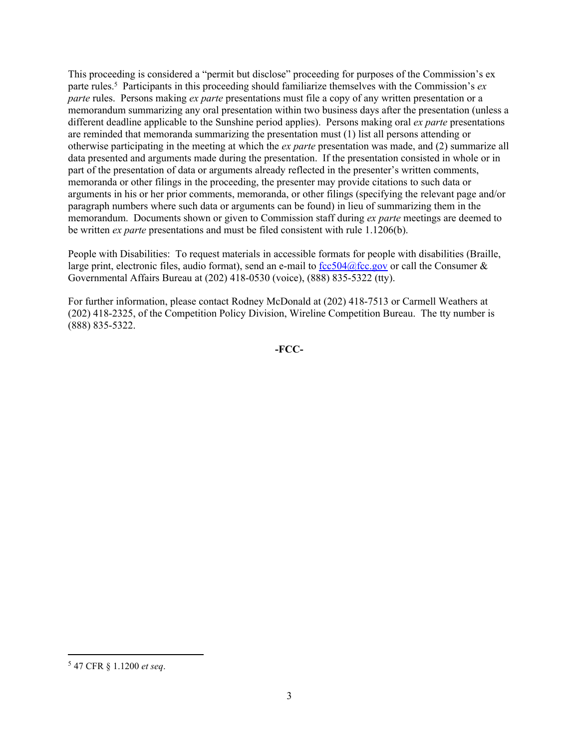This proceeding is considered a "permit but disclose" proceeding for purposes of the Commission's ex parte rules.[5] Participants in this proceeding should familiarize themselves with the Commission's *ex parte* rules. Persons making *ex parte* presentations must file a copy of any written presentation or a memorandum summarizing any oral presentation within two business days after the presentation (unless a different deadline applicable to the Sunshine period applies). Persons making oral *ex parte* presentations are reminded that memoranda summarizing the presentation must (1) list all persons attending or otherwise participating in the meeting at which the *ex parte* presentation was made, and (2) summarize all data presented and arguments made during the presentation. If the presentation consisted in whole or in part of the presentation of data or arguments already reflected in the presenter's written comments, memoranda or other filings in the proceeding, the presenter may provide citations to such data or arguments in his or her prior comments, memoranda, or other filings (specifying the relevant page and/or paragraph numbers where such data or arguments can be found) in lieu of summarizing them in the memorandum. Documents shown or given to Commission staff during *ex parte* meetings are deemed to be written *ex parte* presentations and must be filed consistent with rule 1.1206(b).

People with Disabilities: To request materials in accessible formats for people with disabilities (Braille, large print, electronic files, audio format), send an e-mail to fcc504@fcc.gov or call the Consumer & Governmental Affairs Bureau at (202) 418-0530 (voice), (888) 835-5322 (tty).

For further information, please contact Rodney McDonald at (202) 418-7513 or Carmell Weathers at (202) 418-2325, of the Competition Policy Division, Wireline Competition Bureau. The tty number is (888) 835-5322.

**-FCC-**

[5] 47 CFR § 1.1200 *et seq*.